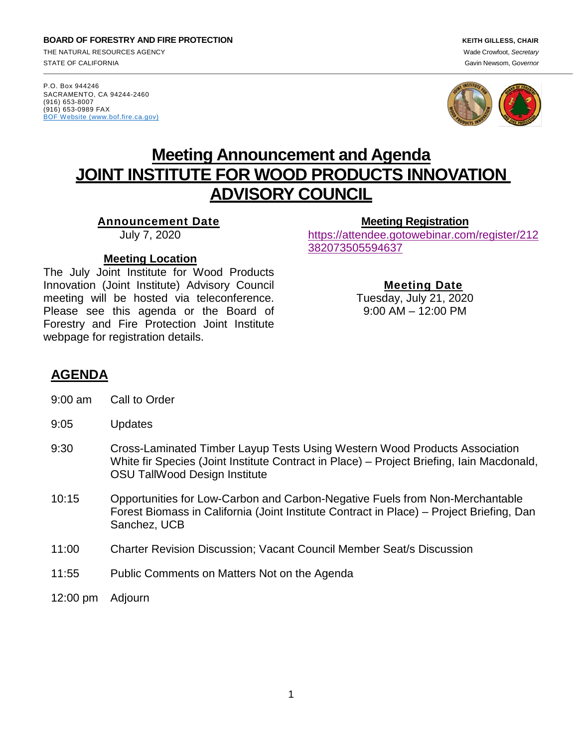**BOARD OF FORESTRY AND FIRE PROTECTION**
THE NATURAL RESOURCES AGENCY
STATE OF CALIFORNIA

**KEITH GILLESS, CHAIR**
Wade Crowfoot, *Secretary*
Gavin Newsom, *Governor*

P.O. Box 944246
SACRAMENTO, CA 94244-2460
(916) 653-8007
(916) 653-0989 FAX
[BOF Website (www.bof.fire.ca.gov)](http://www.bof.fire.ca.gov)

# Meeting Announcement and Agenda
# JOINT INSTITUTE FOR WOOD PRODUCTS INNOVATION ADVISORY COUNCIL

**Announcement Date**
July 7, 2020

**Meeting Location**
The July Joint Institute for Wood Products Innovation (Joint Institute) Advisory Council meeting will be hosted via teleconference. Please see this agenda or the Board of Forestry and Fire Protection Joint Institute webpage for registration details.

**Meeting Registration**
https://attendee.gotowebinar.com/register/212382073505594637

**Meeting Date**
Tuesday, July 21, 2020
9:00 AM – 12:00 PM

## AGENDA

| | |
|---|---|
| 9:00 am | Call to Order |
| 9:05 | Updates |
| 9:30 | Cross-Laminated Timber Layup Tests Using Western Wood Products Association White fir Species (Joint Institute Contract in Place) – Project Briefing, Iain Macdonald, OSU TallWood Design Institute |
| 10:15 | Opportunities for Low-Carbon and Carbon-Negative Fuels from Non-Merchantable Forest Biomass in California (Joint Institute Contract in Place) – Project Briefing, Dan Sanchez, UCB |
| 11:00 | Charter Revision Discussion; Vacant Council Member Seat/s Discussion |
| 11:55 | Public Comments on Matters Not on the Agenda |
| 12:00 pm | Adjourn |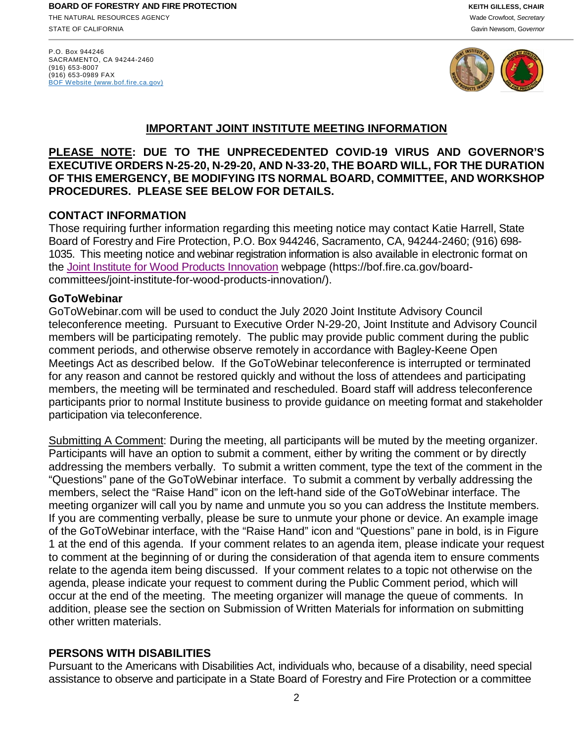**BOARD OF FORESTRY AND FIRE PROTECTION** **KEITH GILLESS, CHAIR**
THE NATURAL RESOURCES AGENCY Wade Crowfoot, *Secretary*
STATE OF CALIFORNIA Gavin Newsom, *Governor*

P.O. Box 944246
SACRAMENTO, CA 94244-2460
(916) 653-8007
(916) 653-0989 FAX
[BOF Website (www.bof.fire.ca.gov)](http://www.bof.fire.ca.gov)

## IMPORTANT JOINT INSTITUTE MEETING INFORMATION

**PLEASE NOTE: DUE TO THE UNPRECEDENTED COVID-19 VIRUS AND GOVERNOR'S EXECUTIVE ORDERS N-25-20, N-29-20, AND N-33-20, THE BOARD WILL, FOR THE DURATION OF THIS EMERGENCY, BE MODIFYING ITS NORMAL BOARD, COMMITTEE, AND WORKSHOP PROCEDURES. PLEASE SEE BELOW FOR DETAILS.**

### CONTACT INFORMATION

Those requiring further information regarding this meeting notice may contact Katie Harrell, State Board of Forestry and Fire Protection, P.O. Box 944246, Sacramento, CA, 94244-2460; (916) 698-1035. This meeting notice and webinar registration information is also available in electronic format on the [Joint Institute for Wood Products Innovation](https://bof.fire.ca.gov/board-committees/joint-institute-for-wood-products-innovation/) webpage (https://bof.fire.ca.gov/board-committees/joint-institute-for-wood-products-innovation/).

### GoToWebinar

GoToWebinar.com will be used to conduct the July 2020 Joint Institute Advisory Council teleconference meeting. Pursuant to Executive Order N-29-20, Joint Institute and Advisory Council members will be participating remotely. The public may provide public comment during the public comment periods, and otherwise observe remotely in accordance with Bagley-Keene Open Meetings Act as described below. If the GoToWebinar teleconference is interrupted or terminated for any reason and cannot be restored quickly and without the loss of attendees and participating members, the meeting will be terminated and rescheduled. Board staff will address teleconference participants prior to normal Institute business to provide guidance on meeting format and stakeholder participation via teleconference.

Submitting A Comment: During the meeting, all participants will be muted by the meeting organizer. Participants will have an option to submit a comment, either by writing the comment or by directly addressing the members verbally. To submit a written comment, type the text of the comment in the "Questions" pane of the GoToWebinar interface. To submit a comment by verbally addressing the members, select the "Raise Hand" icon on the left-hand side of the GoToWebinar interface. The meeting organizer will call you by name and unmute you so you can address the Institute members. If you are commenting verbally, please be sure to unmute your phone or device. An example image of the GoToWebinar interface, with the "Raise Hand" icon and "Questions" pane in bold, is in Figure 1 at the end of this agenda. If your comment relates to an agenda item, please indicate your request to comment at the beginning of or during the consideration of that agenda item to ensure comments relate to the agenda item being discussed. If your comment relates to a topic not otherwise on the agenda, please indicate your request to comment during the Public Comment period, which will occur at the end of the meeting. The meeting organizer will manage the queue of comments. In addition, please see the section on Submission of Written Materials for information on submitting other written materials.

### PERSONS WITH DISABILITIES

Pursuant to the Americans with Disabilities Act, individuals who, because of a disability, need special assistance to observe and participate in a State Board of Forestry and Fire Protection or a committee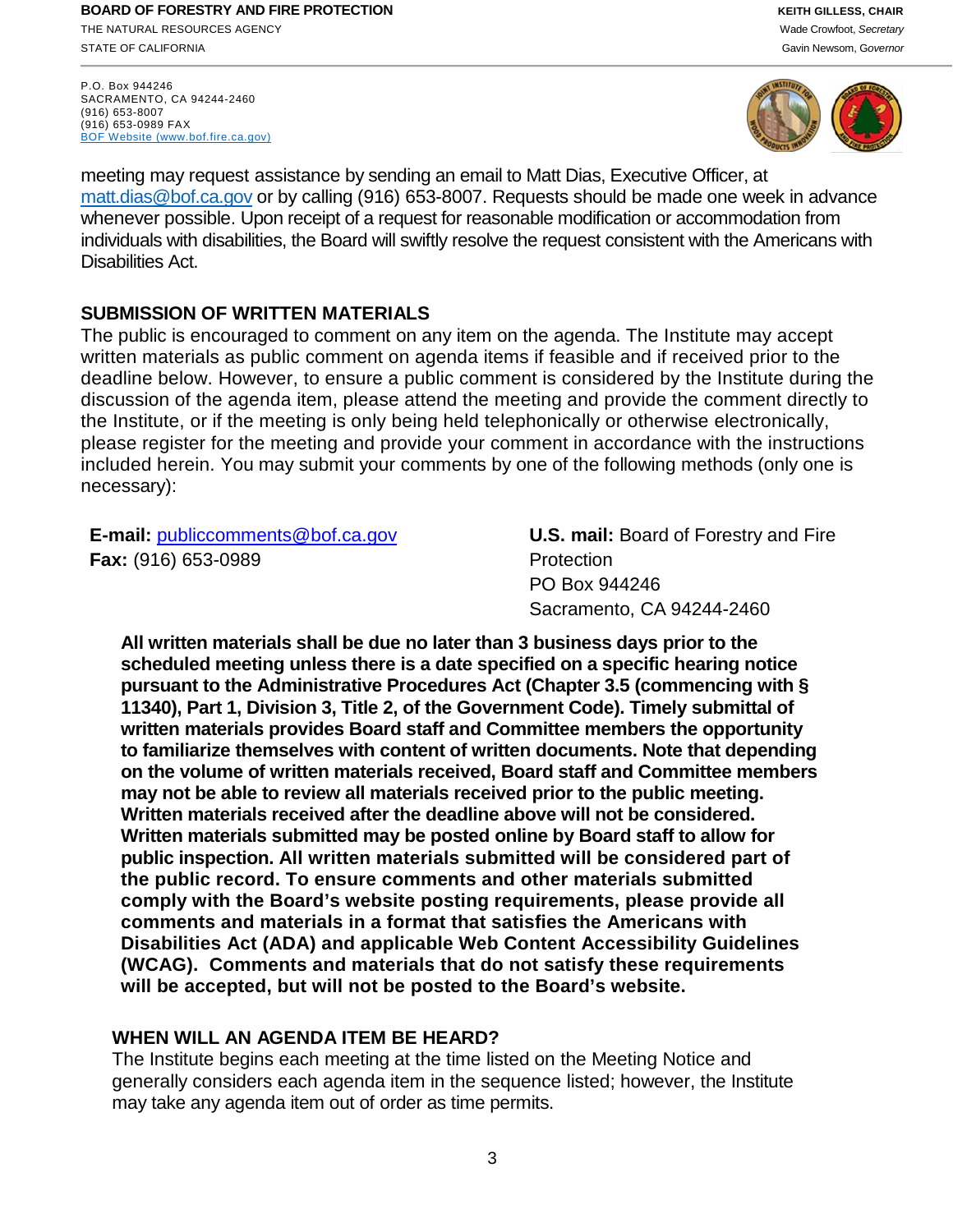meeting may request assistance by sending an email to Matt Dias, Executive Officer, at matt.dias@bof.ca.gov or by calling (916) 653-8007. Requests should be made one week in advance whenever possible. Upon receipt of a request for reasonable modification or accommodation from individuals with disabilities, the Board will swiftly resolve the request consistent with the Americans with Disabilities Act.

## SUBMISSION OF WRITTEN MATERIALS

The public is encouraged to comment on any item on the agenda. The Institute may accept written materials as public comment on agenda items if feasible and if received prior to the deadline below. However, to ensure a public comment is considered by the Institute during the discussion of the agenda item, please attend the meeting and provide the comment directly to the Institute, or if the meeting is only being held telephonically or otherwise electronically, please register for the meeting and provide your comment in accordance with the instructions included herein. You may submit your comments by one of the following methods (only one is necessary):

**E-mail:** publiccomments@bof.ca.gov
**Fax:** (916) 653-0989

**U.S. mail:** Board of Forestry and Fire Protection
PO Box 944246
Sacramento, CA 94244-2460

**All written materials shall be due no later than 3 business days prior to the scheduled meeting unless there is a date specified on a specific hearing notice pursuant to the Administrative Procedures Act (Chapter 3.5 (commencing with § 11340), Part 1, Division 3, Title 2, of the Government Code). Timely submittal of written materials provides Board staff and Committee members the opportunity to familiarize themselves with content of written documents. Note that depending on the volume of written materials received, Board staff and Committee members may not be able to review all materials received prior to the public meeting. Written materials received after the deadline above will not be considered. Written materials submitted may be posted online by Board staff to allow for public inspection. All written materials submitted will be considered part of the public record. To ensure comments and other materials submitted comply with the Board's website posting requirements, please provide all comments and materials in a format that satisfies the Americans with Disabilities Act (ADA) and applicable Web Content Accessibility Guidelines (WCAG). Comments and materials that do not satisfy these requirements will be accepted, but will not be posted to the Board's website.**

## WHEN WILL AN AGENDA ITEM BE HEARD?

The Institute begins each meeting at the time listed on the Meeting Notice and generally considers each agenda item in the sequence listed; however, the Institute may take any agenda item out of order as time permits.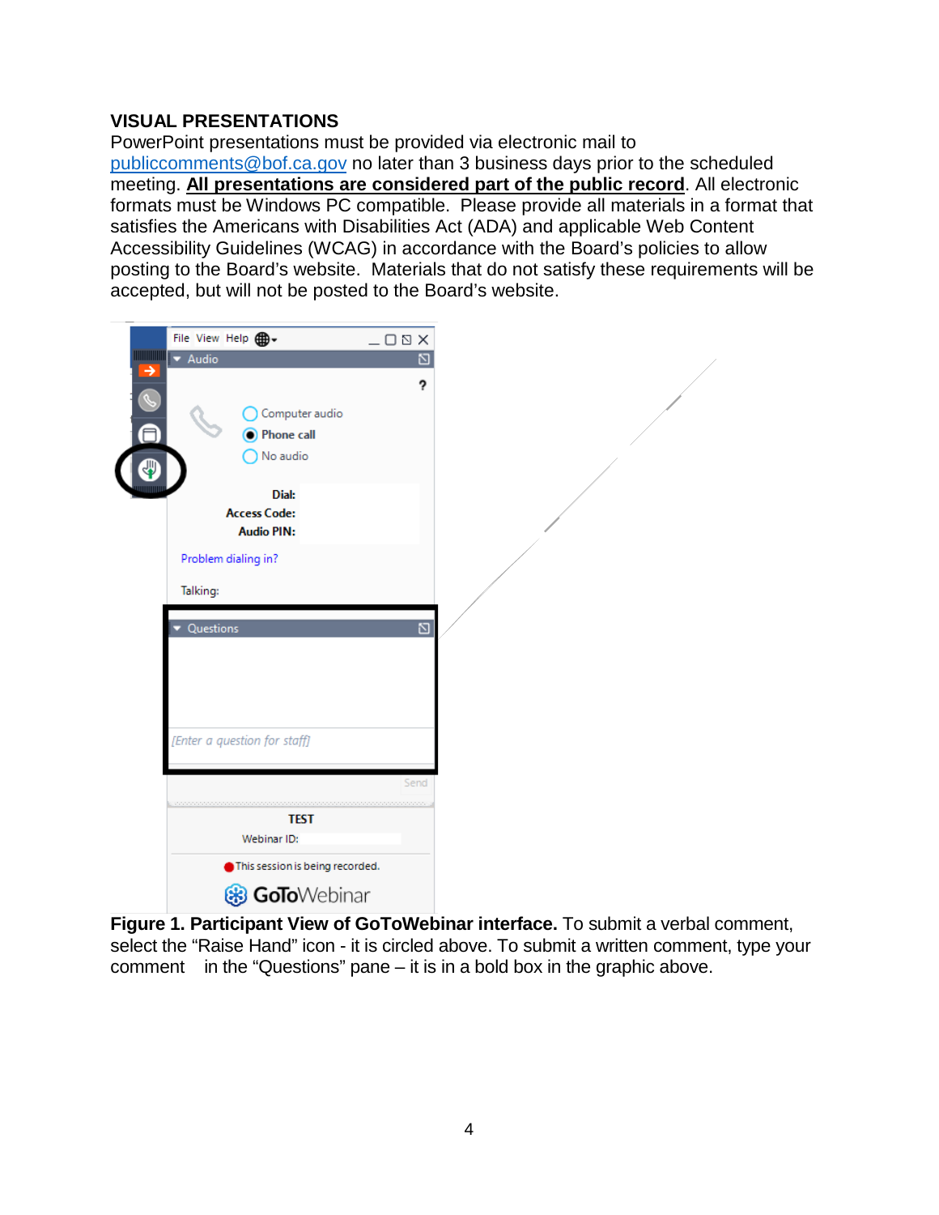## VISUAL PRESENTATIONS

PowerPoint presentations must be provided via electronic mail to publiccomments@bof.ca.gov no later than 3 business days prior to the scheduled meeting. **All presentations are considered part of the public record**. All electronic formats must be Windows PC compatible. Please provide all materials in a format that satisfies the Americans with Disabilities Act (ADA) and applicable Web Content Accessibility Guidelines (WCAG) in accordance with the Board's policies to allow posting to the Board's website. Materials that do not satisfy these requirements will be accepted, but will not be posted to the Board's website.

**Figure 1. Participant View of GoToWebinar interface.** To submit a verbal comment, select the "Raise Hand" icon - it is circled above. To submit a written comment, type your comment in the "Questions" pane – it is in a bold box in the graphic above.